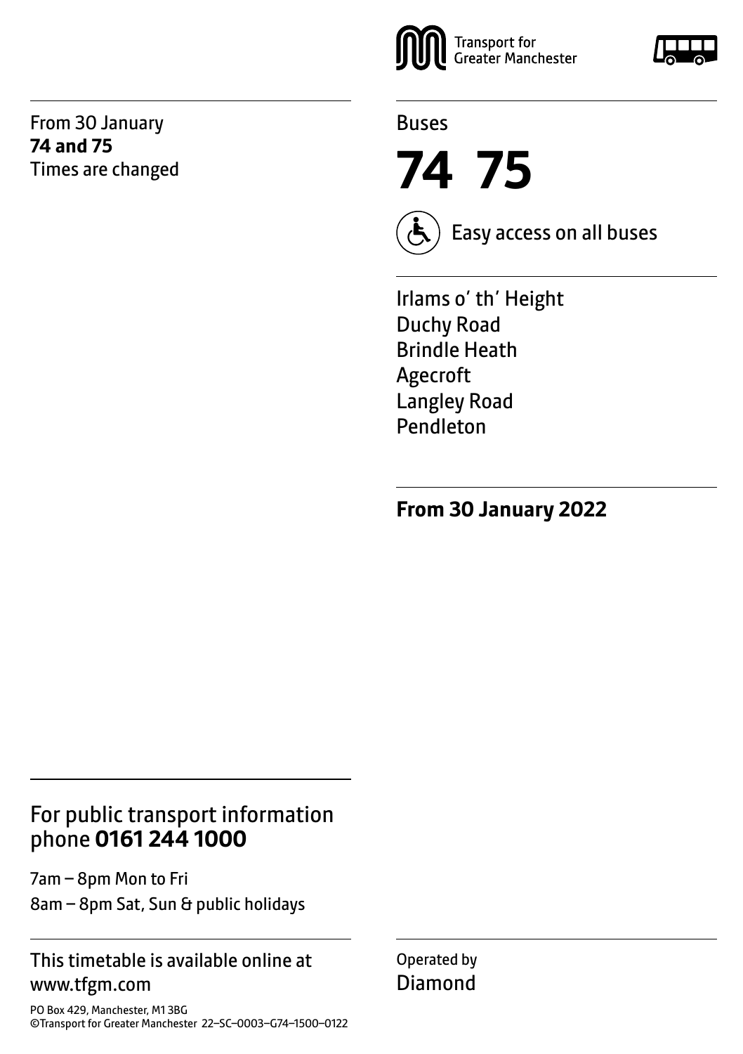Transport for Greater Manchester

From 30 January
**74 and 75**
Times are changed

Buses

# 74 75

Easy access on all buses

Irlams o' th' Height
Duchy Road
Brindle Heath
Agecroft
Langley Road
Pendleton

**From 30 January 2022**

## For public transport information phone **0161 244 1000**

7am – 8pm Mon to Fri
8am – 8pm Sat, Sun & public holidays

This timetable is available online at www.tfgm.com

PO Box 429, Manchester, M1 3BG
©Transport for Greater Manchester 22–SC–0003–G74–1500–0122

Operated by
Diamond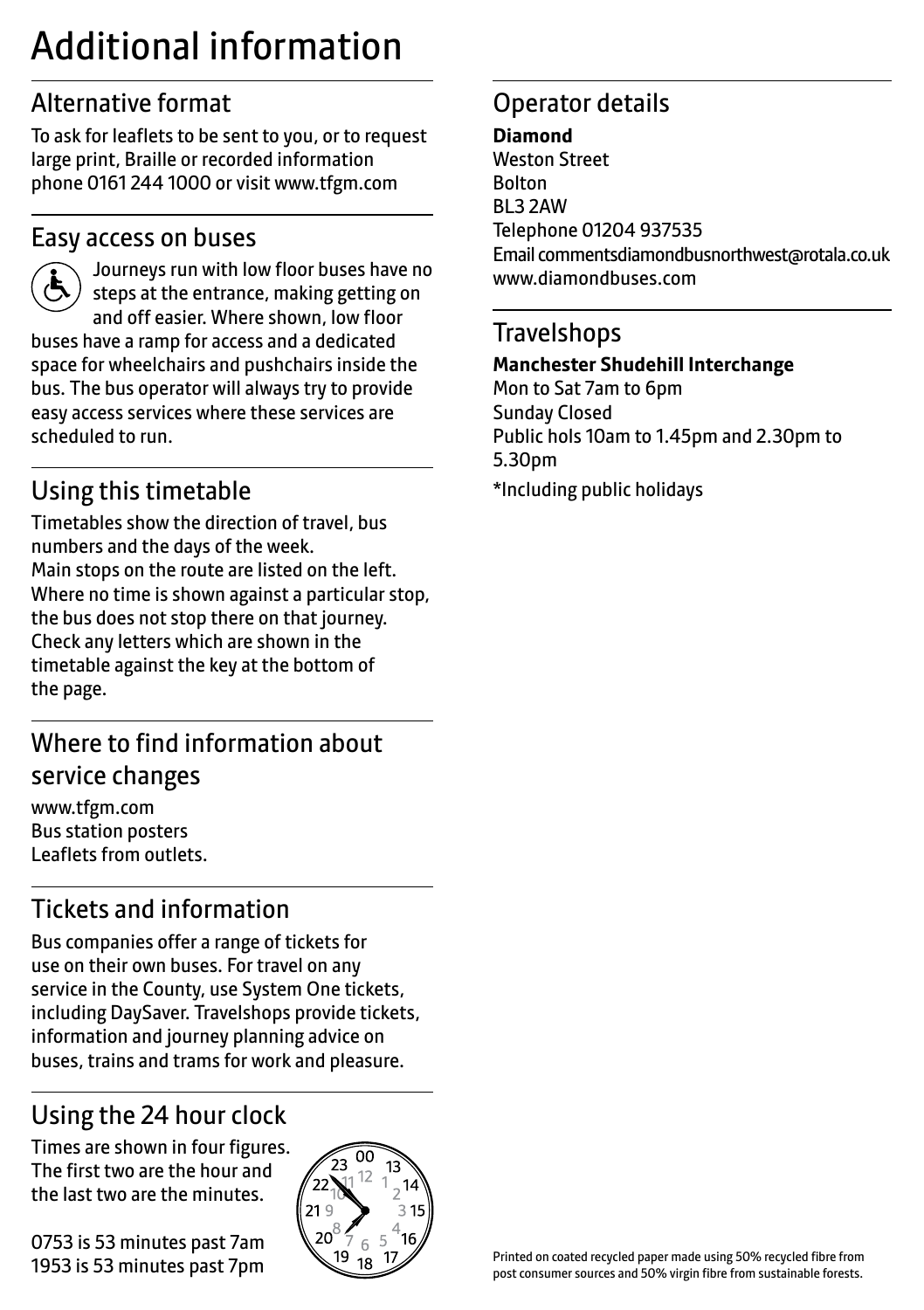# Additional information

## Alternative format

To ask for leaflets to be sent to you, or to request large print, Braille or recorded information phone 0161 244 1000 or visit www.tfgm.com

## Easy access on buses

Journeys run with low floor buses have no steps at the entrance, making getting on and off easier. Where shown, low floor buses have a ramp for access and a dedicated space for wheelchairs and pushchairs inside the bus. The bus operator will always try to provide easy access services where these services are scheduled to run.

## Using this timetable

Timetables show the direction of travel, bus numbers and the days of the week.
Main stops on the route are listed on the left. Where no time is shown against a particular stop, the bus does not stop there on that journey. Check any letters which are shown in the timetable against the key at the bottom of the page.

## Where to find information about service changes

www.tfgm.com
Bus station posters
Leaflets from outlets.

## Tickets and information

Bus companies offer a range of tickets for use on their own buses. For travel on any service in the County, use System One tickets, including DaySaver. Travelshops provide tickets, information and journey planning advice on buses, trains and trams for work and pleasure.

## Using the 24 hour clock

Times are shown in four figures. The first two are the hour and the last two are the minutes.

0753 is 53 minutes past 7am
1953 is 53 minutes past 7pm

## Operator details

**Diamond**
Weston Street
Bolton
BL3 2AW
Telephone 01204 937535
Email commentsdiamondbusnorthwest@rotala.co.uk
www.diamondbuses.com

## Travelshops

**Manchester Shudehill Interchange**
Mon to Sat 7am to 6pm
Sunday Closed
Public hols 10am to 1.45pm and 2.30pm to 5.30pm

*Including public holidays

Printed on coated recycled paper made using 50% recycled fibre from post consumer sources and 50% virgin fibre from sustainable forests.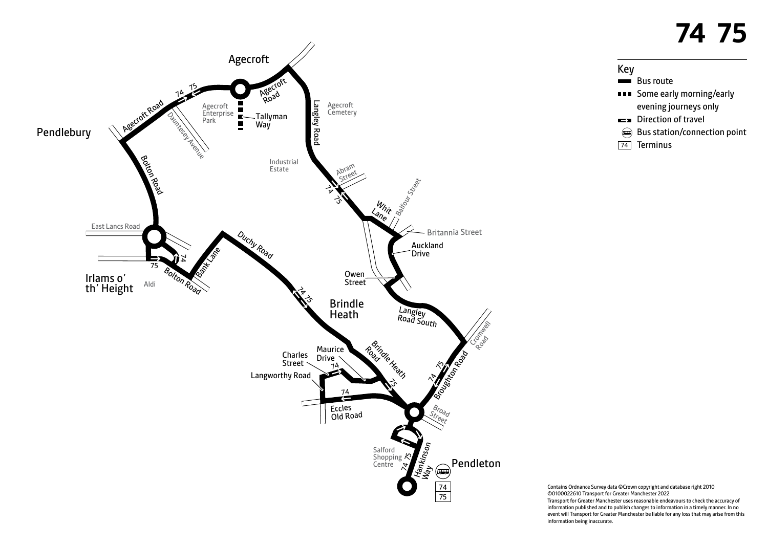# 74 75

## Key

- Bus route
- Some early morning/early evening journeys only
- Direction of travel
- Bus station/connection point
- 74 Terminus

Agecroft

Pendlebury

Agecroft Road

Agecroft Road

Dauntesey Avenue

Agecroft Enterprise Park

Tallyman Way

Langley Road

Agecroft Cemetery

Industrial Estate

Abram Street

Whit Lane

Balfour Street

Britannia Street

Auckland Drive

Owen Street

Bolton Road

East Lancs Road

Irlams o' th' Height

Aldi

Bolton Road

Bank Lane

Duchy Road

Brindle Heath

Langley Road South

Cromwell Road

Broughton Road

Brindle Heath Road

Maurice Drive

Charles Street

Langworthy Road

Eccles Old Road

Broad Street

Salford Shopping Centre

Hankinson Way

Pendleton

74

75

Contains Ordnance Survey data ©Crown copyright and database right 2010
©0100022610 Transport for Greater Manchester 2022
Transport for Greater Manchester uses reasonable endeavours to check the accuracy of information published and to publish changes to information in a timely manner. In no event will Transport for Greater Manchester be liable for any loss that may arise from this information being inaccurate.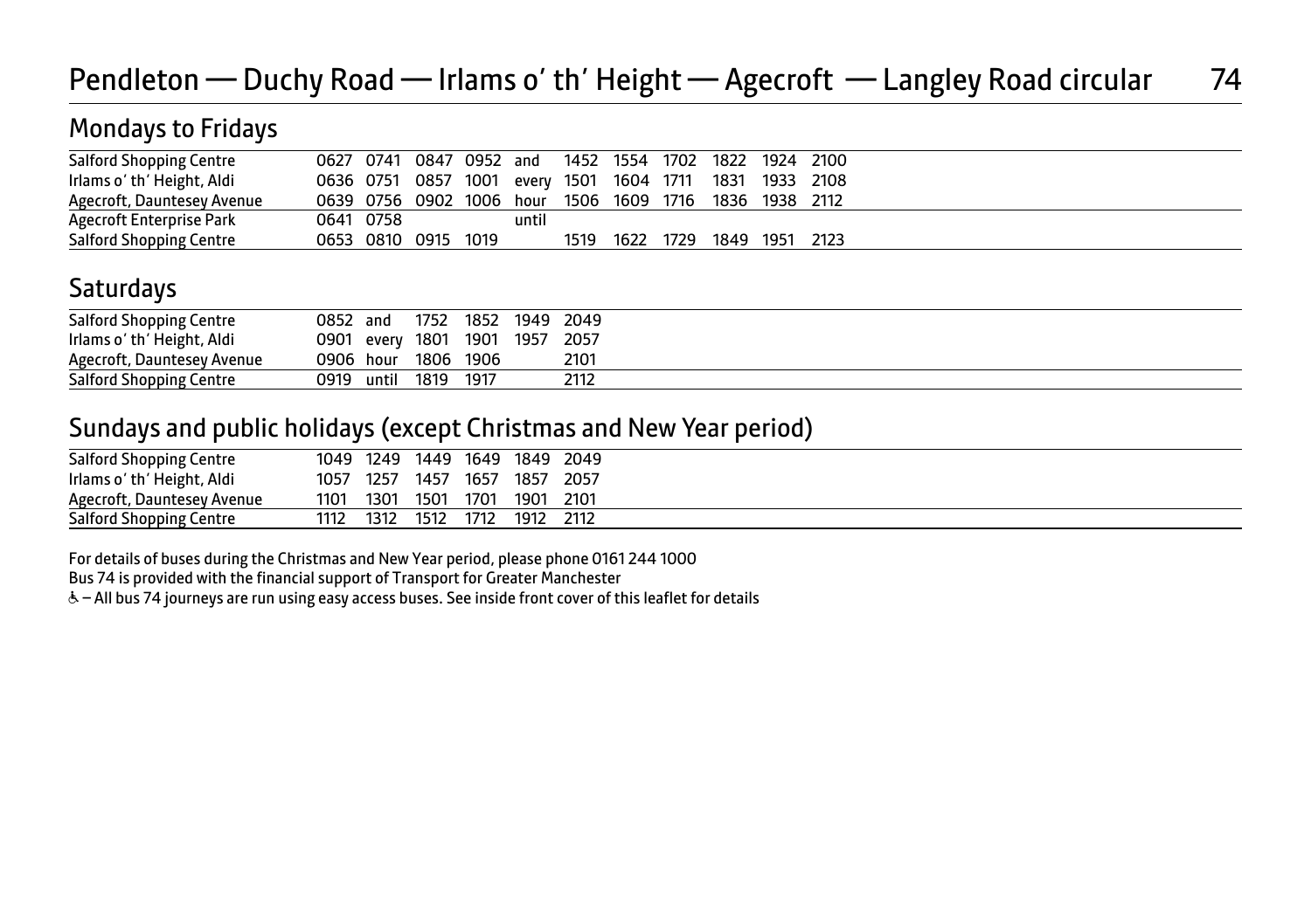# Pendleton — Duchy Road — Irlams o' th' Height — Agecroft — Langley Road circular 74

## Mondays to Fridays

| | | | | | | | | | | | |
|---|---|---|---|---|---|---|---|---|---|---|---|
| Salford Shopping Centre | 0627 | 0741 | 0847 | 0952 | and | 1452 | 1554 | 1702 | 1822 | 1924 | 2100 |
| Irlams o' th' Height, Aldi | 0636 | 0751 | 0857 | 1001 | every | 1501 | 1604 | 1711 | 1831 | 1933 | 2108 |
| Agecroft, Dauntesey Avenue | 0639 | 0756 | 0902 | 1006 | hour | 1506 | 1609 | 1716 | 1836 | 1938 | 2112 |
| Agecroft Enterprise Park | 0641 | 0758 | | | until | | | | | | |
| Salford Shopping Centre | 0653 | 0810 | 0915 | 1019 | | 1519 | 1622 | 1729 | 1849 | 1951 | 2123 |

## Saturdays

| | | | | | | |
|---|---|---|---|---|---|---|
| Salford Shopping Centre | 0852 | and | 1752 | 1852 | 1949 | 2049 |
| Irlams o' th' Height, Aldi | 0901 | every | 1801 | 1901 | 1957 | 2057 |
| Agecroft, Dauntesey Avenue | 0906 | hour | 1806 | 1906 | | 2101 |
| Salford Shopping Centre | 0919 | until | 1819 | 1917 | | 2112 |

## Sundays and public holidays (except Christmas and New Year period)

| | | | | | | |
|---|---|---|---|---|---|---|
| Salford Shopping Centre | 1049 | 1249 | 1449 | 1649 | 1849 | 2049 |
| Irlams o' th' Height, Aldi | 1057 | 1257 | 1457 | 1657 | 1857 | 2057 |
| Agecroft, Dauntesey Avenue | 1101 | 1301 | 1501 | 1701 | 1901 | 2101 |
| Salford Shopping Centre | 1112 | 1312 | 1512 | 1712 | 1912 | 2112 |

For details of buses during the Christmas and New Year period, please phone 0161 244 1000

Bus 74 is provided with the financial support of Transport for Greater Manchester

♿ – All bus 74 journeys are run using easy access buses. See inside front cover of this leaflet for details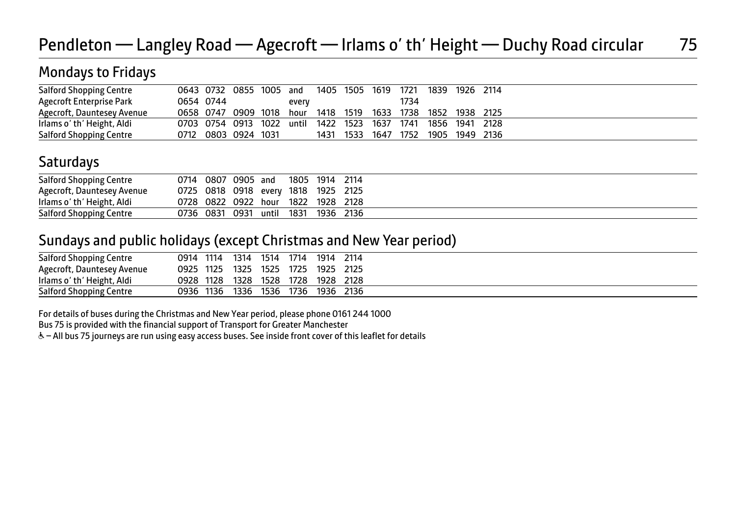# Pendleton — Langley Road — Agecroft — Irlams o' th' Height — Duchy Road circular 75

## Mondays to Fridays

| | | | | | | | | | | | | |
|---|---|---|---|---|---|---|---|---|---|---|---|---|
| Salford Shopping Centre | 0643 | 0732 | 0855 | 1005 | and | 1405 | 1505 | 1619 | 1721 | 1839 | 1926 | 2114 |
| Agecroft Enterprise Park | 0654 | 0744 | | | every | | | | 1734 | | | |
| Agecroft, Dauntesey Avenue | 0658 | 0747 | 0909 | 1018 | hour | 1418 | 1519 | 1633 | 1738 | 1852 | 1938 | 2125 |
| Irlams o' th' Height, Aldi | 0703 | 0754 | 0913 | 1022 | until | 1422 | 1523 | 1637 | 1741 | 1856 | 1941 | 2128 |
| Salford Shopping Centre | 0712 | 0803 | 0924 | 1031 | | 1431 | 1533 | 1647 | 1752 | 1905 | 1949 | 2136 |

## Saturdays

| | | | | | | | |
|---|---|---|---|---|---|---|---|
| Salford Shopping Centre | 0714 | 0807 | 0905 | and | 1805 | 1914 | 2114 |
| Agecroft, Dauntesey Avenue | 0725 | 0818 | 0918 | every | 1818 | 1925 | 2125 |
| Irlams o' th' Height, Aldi | 0728 | 0822 | 0922 | hour | 1822 | 1928 | 2128 |
| Salford Shopping Centre | 0736 | 0831 | 0931 | until | 1831 | 1936 | 2136 |

## Sundays and public holidays (except Christmas and New Year period)

| | | | | | | | |
|---|---|---|---|---|---|---|---|
| Salford Shopping Centre | 0914 | 1114 | 1314 | 1514 | 1714 | 1914 | 2114 |
| Agecroft, Dauntesey Avenue | 0925 | 1125 | 1325 | 1525 | 1725 | 1925 | 2125 |
| Irlams o' th' Height, Aldi | 0928 | 1128 | 1328 | 1528 | 1728 | 1928 | 2128 |
| Salford Shopping Centre | 0936 | 1136 | 1336 | 1536 | 1736 | 1936 | 2136 |

For details of buses during the Christmas and New Year period, please phone 0161 244 1000

Bus 75 is provided with the financial support of Transport for Greater Manchester

♿ – All bus 75 journeys are run using easy access buses. See inside front cover of this leaflet for details